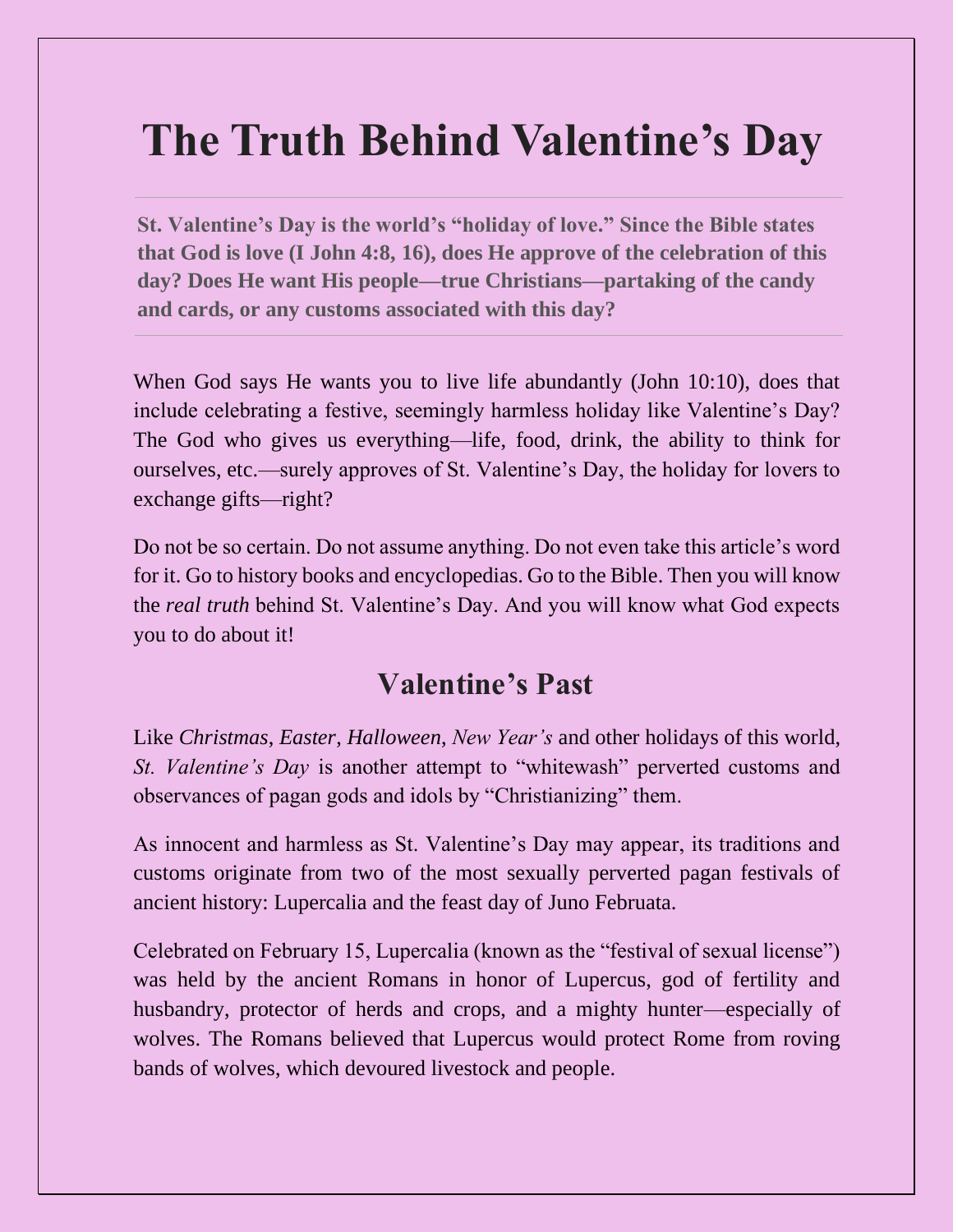# The Truth Behind Valentine’s Day

**St. Valentine’s Day is the world’s “holiday of love.” Since the Bible states that God is love (I John 4:8, 16), does He approve of the celebration of this day? Does He want His people—true Christians—partaking of the candy and cards, or any customs associated with this day?**

---

When God says He wants you to live life abundantly (John 10:10), does that include celebrating a festive, seemingly harmless holiday like Valentine’s Day? The God who gives us everything—life, food, drink, the ability to think for ourselves, etc.—surely approves of St. Valentine’s Day, the holiday for lovers to exchange gifts—right?

Do not be so certain. Do not assume anything. Do not even take this article’s word for it. Go to history books and encyclopedias. Go to the Bible. Then you will know the *real truth* behind St. Valentine’s Day. And you will know what God expects you to do about it!

## Valentine’s Past

Like *Christmas*, *Easter*, *Halloween*, *New Year’s* and other holidays of this world, *St. Valentine’s Day* is another attempt to “whitewash” perverted customs and observances of pagan gods and idols by “Christianizing” them.

As innocent and harmless as St. Valentine’s Day may appear, its traditions and customs originate from two of the most sexually perverted pagan festivals of ancient history: Lupercalia and the feast day of Juno Februata.

Celebrated on February 15, Lupercalia (known as the “festival of sexual license”) was held by the ancient Romans in honor of Lupercus, god of fertility and husbandry, protector of herds and crops, and a mighty hunter—especially of wolves. The Romans believed that Lupercus would protect Rome from roving bands of wolves, which devoured livestock and people.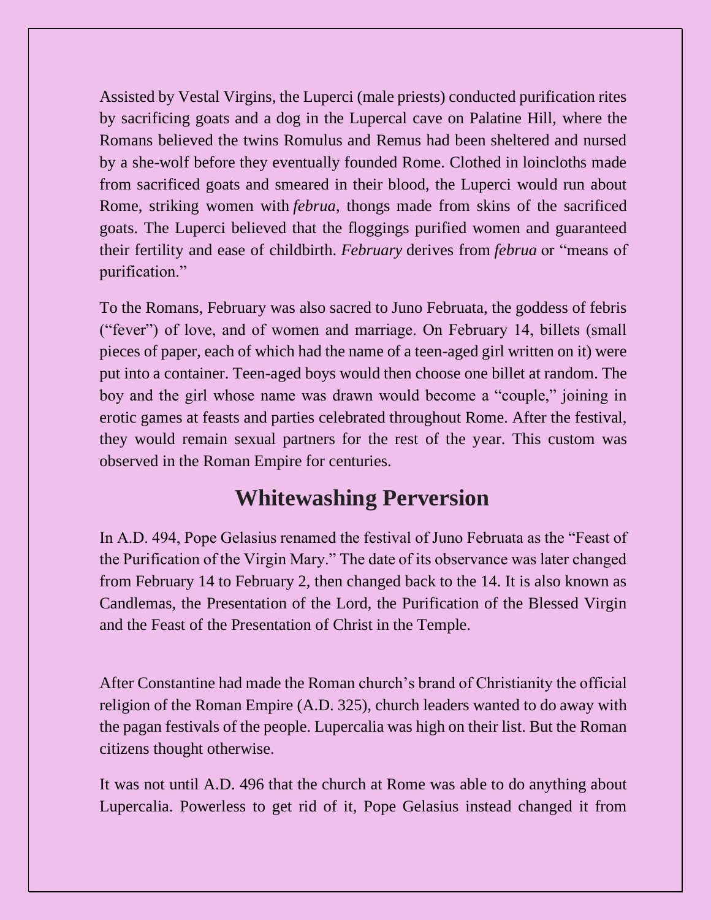Assisted by Vestal Virgins, the Luperci (male priests) conducted purification rites by sacrificing goats and a dog in the Lupercal cave on Palatine Hill, where the Romans believed the twins Romulus and Remus had been sheltered and nursed by a she-wolf before they eventually founded Rome. Clothed in loincloths made from sacrificed goats and smeared in their blood, the Luperci would run about Rome, striking women with *februa*, thongs made from skins of the sacrificed goats. The Luperci believed that the floggings purified women and guaranteed their fertility and ease of childbirth. *February* derives from *februa* or "means of purification."

To the Romans, February was also sacred to Juno Februata, the goddess of febris ("fever") of love, and of women and marriage. On February 14, billets (small pieces of paper, each of which had the name of a teen-aged girl written on it) were put into a container. Teen-aged boys would then choose one billet at random. The boy and the girl whose name was drawn would become a "couple," joining in erotic games at feasts and parties celebrated throughout Rome. After the festival, they would remain sexual partners for the rest of the year. This custom was observed in the Roman Empire for centuries.

## Whitewashing Perversion

In A.D. 494, Pope Gelasius renamed the festival of Juno Februata as the "Feast of the Purification of the Virgin Mary." The date of its observance was later changed from February 14 to February 2, then changed back to the 14. It is also known as Candlemas, the Presentation of the Lord, the Purification of the Blessed Virgin and the Feast of the Presentation of Christ in the Temple.

After Constantine had made the Roman church's brand of Christianity the official religion of the Roman Empire (A.D. 325), church leaders wanted to do away with the pagan festivals of the people. Lupercalia was high on their list. But the Roman citizens thought otherwise.

It was not until A.D. 496 that the church at Rome was able to do anything about Lupercalia. Powerless to get rid of it, Pope Gelasius instead changed it from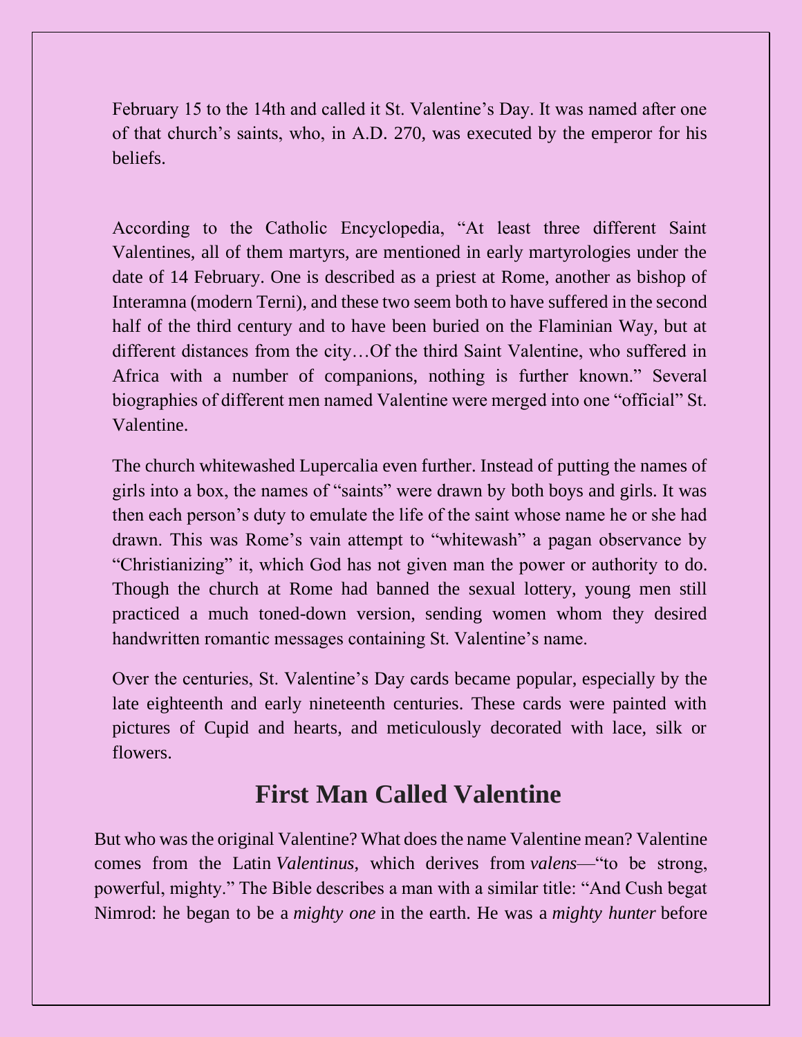February 15 to the 14th and called it St. Valentine's Day. It was named after one of that church's saints, who, in A.D. 270, was executed by the emperor for his beliefs.

According to the Catholic Encyclopedia, "At least three different Saint Valentines, all of them martyrs, are mentioned in early martyrologies under the date of 14 February. One is described as a priest at Rome, another as bishop of Interamna (modern Terni), and these two seem both to have suffered in the second half of the third century and to have been buried on the Flaminian Way, but at different distances from the city…Of the third Saint Valentine, who suffered in Africa with a number of companions, nothing is further known." Several biographies of different men named Valentine were merged into one "official" St. Valentine.

The church whitewashed Lupercalia even further. Instead of putting the names of girls into a box, the names of "saints" were drawn by both boys and girls. It was then each person's duty to emulate the life of the saint whose name he or she had drawn. This was Rome's vain attempt to "whitewash" a pagan observance by "Christianizing" it, which God has not given man the power or authority to do. Though the church at Rome had banned the sexual lottery, young men still practiced a much toned-down version, sending women whom they desired handwritten romantic messages containing St. Valentine's name.

Over the centuries, St. Valentine's Day cards became popular, especially by the late eighteenth and early nineteenth centuries. These cards were painted with pictures of Cupid and hearts, and meticulously decorated with lace, silk or flowers.

## First Man Called Valentine

But who was the original Valentine? What does the name Valentine mean? Valentine comes from the Latin *Valentinus*, which derives from *valens*—"to be strong, powerful, mighty." The Bible describes a man with a similar title: "And Cush begat Nimrod: he began to be a *mighty one* in the earth. He was a *mighty hunter* before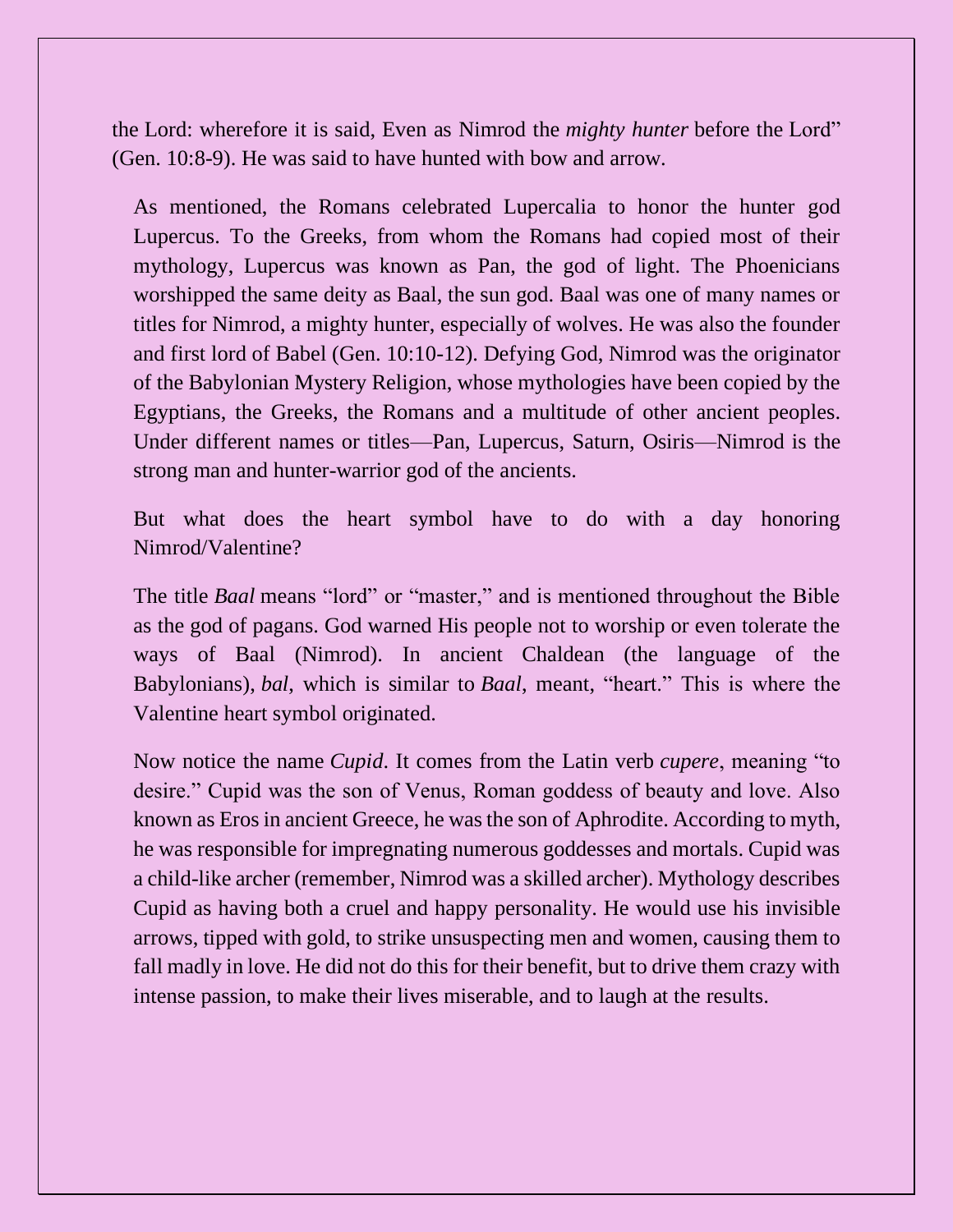the Lord: wherefore it is said, Even as Nimrod the *mighty hunter* before the Lord" (Gen. 10:8-9). He was said to have hunted with bow and arrow.

As mentioned, the Romans celebrated Lupercalia to honor the hunter god Lupercus. To the Greeks, from whom the Romans had copied most of their mythology, Lupercus was known as Pan, the god of light. The Phoenicians worshipped the same deity as Baal, the sun god. Baal was one of many names or titles for Nimrod, a mighty hunter, especially of wolves. He was also the founder and first lord of Babel (Gen. 10:10-12). Defying God, Nimrod was the originator of the Babylonian Mystery Religion, whose mythologies have been copied by the Egyptians, the Greeks, the Romans and a multitude of other ancient peoples. Under different names or titles—Pan, Lupercus, Saturn, Osiris—Nimrod is the strong man and hunter-warrior god of the ancients.

But what does the heart symbol have to do with a day honoring Nimrod/Valentine?

The title *Baal* means "lord" or "master," and is mentioned throughout the Bible as the god of pagans. God warned His people not to worship or even tolerate the ways of Baal (Nimrod). In ancient Chaldean (the language of the Babylonians), *bal,* which is similar to *Baal,* meant, "heart." This is where the Valentine heart symbol originated.

Now notice the name *Cupid*. It comes from the Latin verb *cupere*, meaning "to desire." Cupid was the son of Venus, Roman goddess of beauty and love. Also known as Eros in ancient Greece, he was the son of Aphrodite. According to myth, he was responsible for impregnating numerous goddesses and mortals. Cupid was a child-like archer (remember, Nimrod was a skilled archer). Mythology describes Cupid as having both a cruel and happy personality. He would use his invisible arrows, tipped with gold, to strike unsuspecting men and women, causing them to fall madly in love. He did not do this for their benefit, but to drive them crazy with intense passion, to make their lives miserable, and to laugh at the results.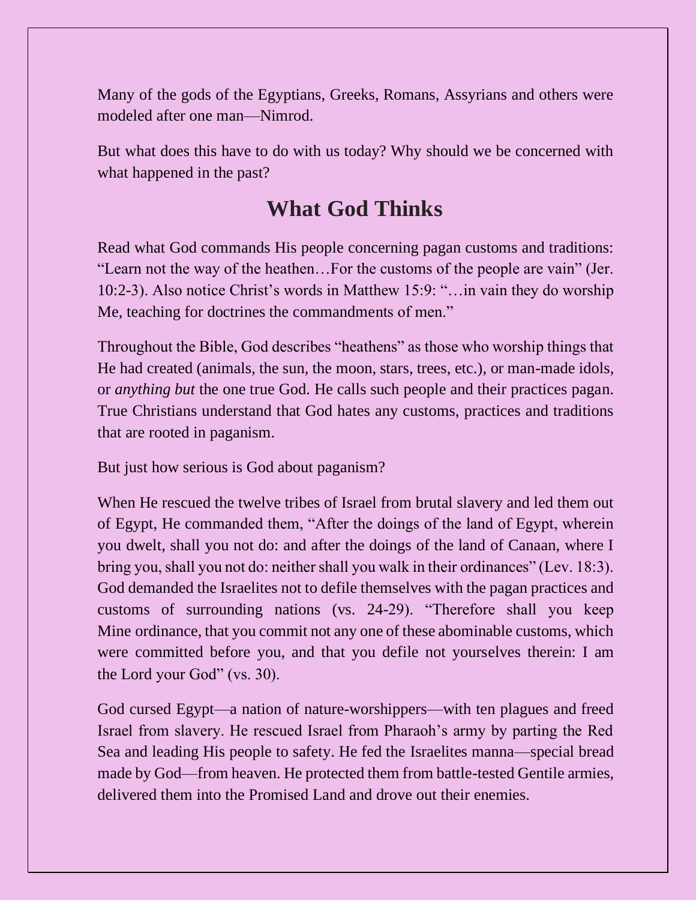Many of the gods of the Egyptians, Greeks, Romans, Assyrians and others were modeled after one man—Nimrod.

But what does this have to do with us today? Why should we be concerned with what happened in the past?

## What God Thinks

Read what God commands His people concerning pagan customs and traditions: "Learn not the way of the heathen…For the customs of the people are vain" (Jer. 10:2-3). Also notice Christ's words in Matthew 15:9: "…in vain they do worship Me, teaching for doctrines the commandments of men."

Throughout the Bible, God describes "heathens" as those who worship things that He had created (animals, the sun, the moon, stars, trees, etc.), or man-made idols, or *anything but* the one true God. He calls such people and their practices pagan. True Christians understand that God hates any customs, practices and traditions that are rooted in paganism.

But just how serious is God about paganism?

When He rescued the twelve tribes of Israel from brutal slavery and led them out of Egypt, He commanded them, "After the doings of the land of Egypt, wherein you dwelt, shall you not do: and after the doings of the land of Canaan, where I bring you, shall you not do: neither shall you walk in their ordinances" (Lev. 18:3). God demanded the Israelites not to defile themselves with the pagan practices and customs of surrounding nations (vs. 24-29). "Therefore shall you keep Mine ordinance, that you commit not any one of these abominable customs, which were committed before you, and that you defile not yourselves therein: I am the Lord your God" (vs. 30).

God cursed Egypt—a nation of nature-worshippers—with ten plagues and freed Israel from slavery. He rescued Israel from Pharaoh's army by parting the Red Sea and leading His people to safety. He fed the Israelites manna—special bread made by God—from heaven. He protected them from battle-tested Gentile armies, delivered them into the Promised Land and drove out their enemies.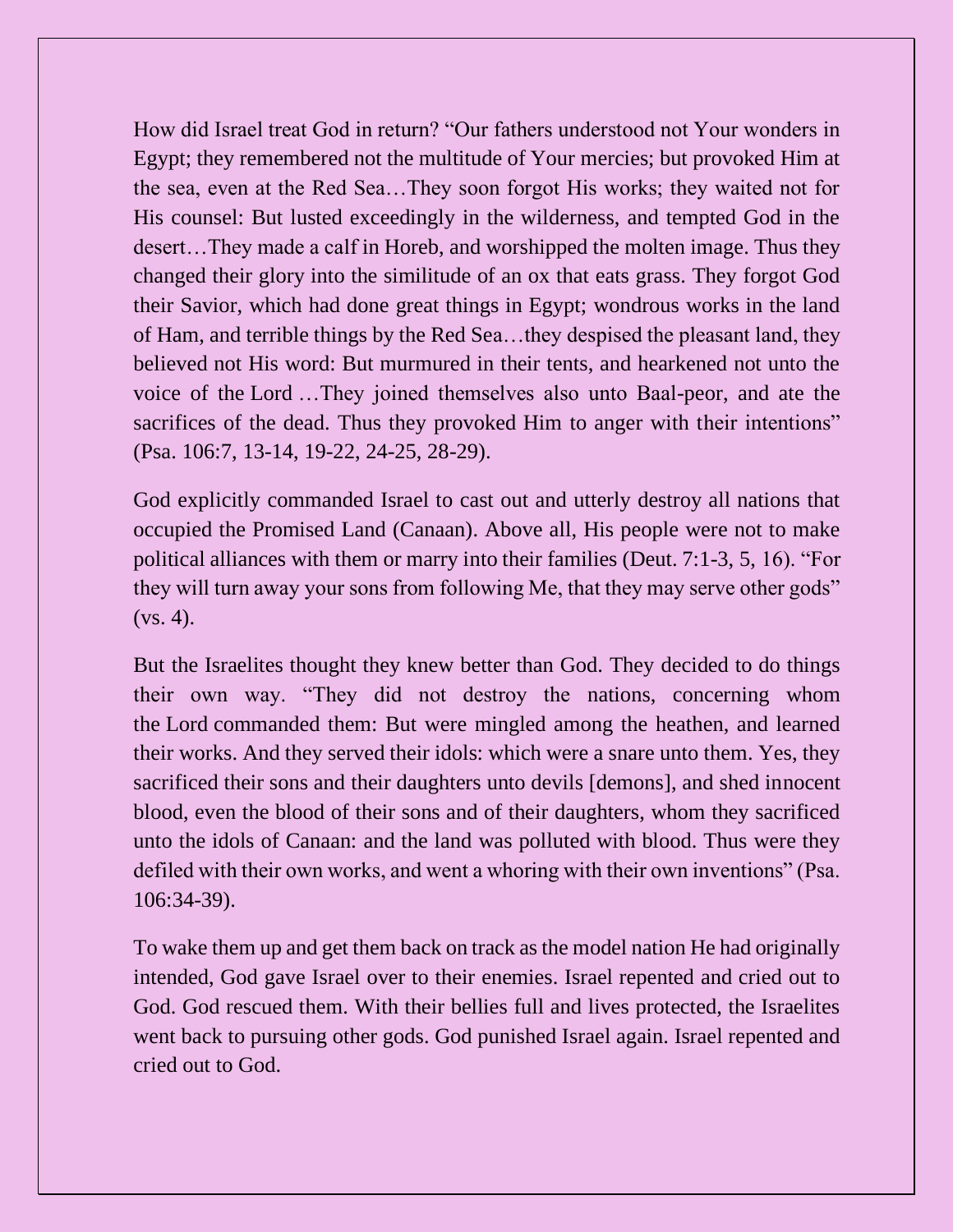How did Israel treat God in return? “Our fathers understood not Your wonders in Egypt; they remembered not the multitude of Your mercies; but provoked Him at the sea, even at the Red Sea…They soon forgot His works; they waited not for His counsel: But lusted exceedingly in the wilderness, and tempted God in the desert…They made a calf in Horeb, and worshipped the molten image. Thus they changed their glory into the similitude of an ox that eats grass. They forgot God their Savior, which had done great things in Egypt; wondrous works in the land of Ham, and terrible things by the Red Sea…they despised the pleasant land, they believed not His word: But murmured in their tents, and hearkened not unto the voice of the Lord …They joined themselves also unto Baal-peor, and ate the sacrifices of the dead. Thus they provoked Him to anger with their intentions” (Psa. 106:7, 13-14, 19-22, 24-25, 28-29).

God explicitly commanded Israel to cast out and utterly destroy all nations that occupied the Promised Land (Canaan). Above all, His people were not to make political alliances with them or marry into their families (Deut. 7:1-3, 5, 16). “For they will turn away your sons from following Me, that they may serve other gods” (vs. 4).

But the Israelites thought they knew better than God. They decided to do things their own way. “They did not destroy the nations, concerning whom the Lord commanded them: But were mingled among the heathen, and learned their works. And they served their idols: which were a snare unto them. Yes, they sacrificed their sons and their daughters unto devils [demons], and shed innocent blood, even the blood of their sons and of their daughters, whom they sacrificed unto the idols of Canaan: and the land was polluted with blood. Thus were they defiled with their own works, and went a whoring with their own inventions” (Psa. 106:34-39).

To wake them up and get them back on track as the model nation He had originally intended, God gave Israel over to their enemies. Israel repented and cried out to God. God rescued them. With their bellies full and lives protected, the Israelites went back to pursuing other gods. God punished Israel again. Israel repented and cried out to God.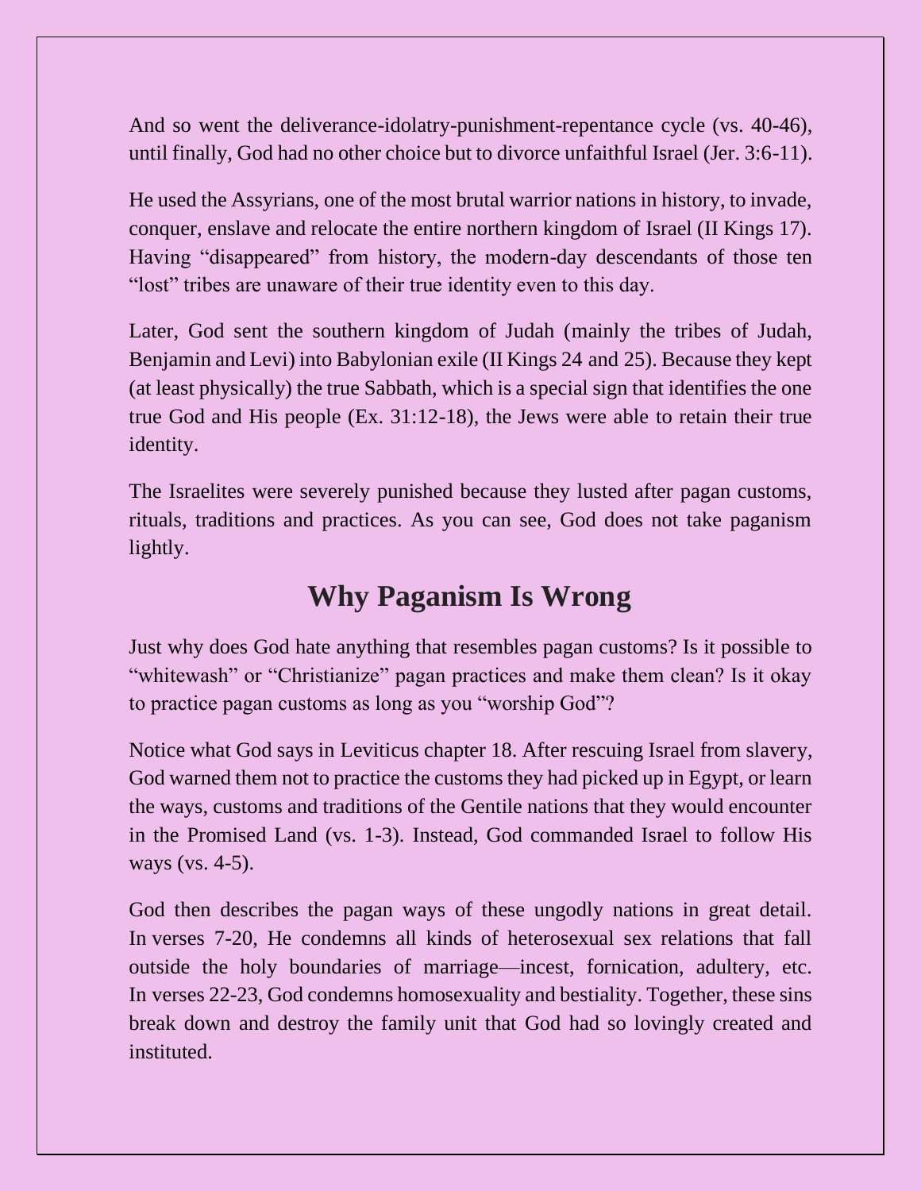And so went the deliverance-idolatry-punishment-repentance cycle (vs. 40-46), until finally, God had no other choice but to divorce unfaithful Israel (Jer. 3:6-11).

He used the Assyrians, one of the most brutal warrior nations in history, to invade, conquer, enslave and relocate the entire northern kingdom of Israel (II Kings 17). Having "disappeared" from history, the modern-day descendants of those ten "lost" tribes are unaware of their true identity even to this day.

Later, God sent the southern kingdom of Judah (mainly the tribes of Judah, Benjamin and Levi) into Babylonian exile (II Kings 24 and 25). Because they kept (at least physically) the true Sabbath, which is a special sign that identifies the one true God and His people (Ex. 31:12-18), the Jews were able to retain their true identity.

The Israelites were severely punished because they lusted after pagan customs, rituals, traditions and practices. As you can see, God does not take paganism lightly.

## Why Paganism Is Wrong

Just why does God hate anything that resembles pagan customs? Is it possible to "whitewash" or "Christianize" pagan practices and make them clean? Is it okay to practice pagan customs as long as you "worship God"?

Notice what God says in Leviticus chapter 18. After rescuing Israel from slavery, God warned them not to practice the customs they had picked up in Egypt, or learn the ways, customs and traditions of the Gentile nations that they would encounter in the Promised Land (vs. 1-3). Instead, God commanded Israel to follow His ways (vs. 4-5).

God then describes the pagan ways of these ungodly nations in great detail. In verses 7-20, He condemns all kinds of heterosexual sex relations that fall outside the holy boundaries of marriage—incest, fornication, adultery, etc. In verses 22-23, God condemns homosexuality and bestiality. Together, these sins break down and destroy the family unit that God had so lovingly created and instituted.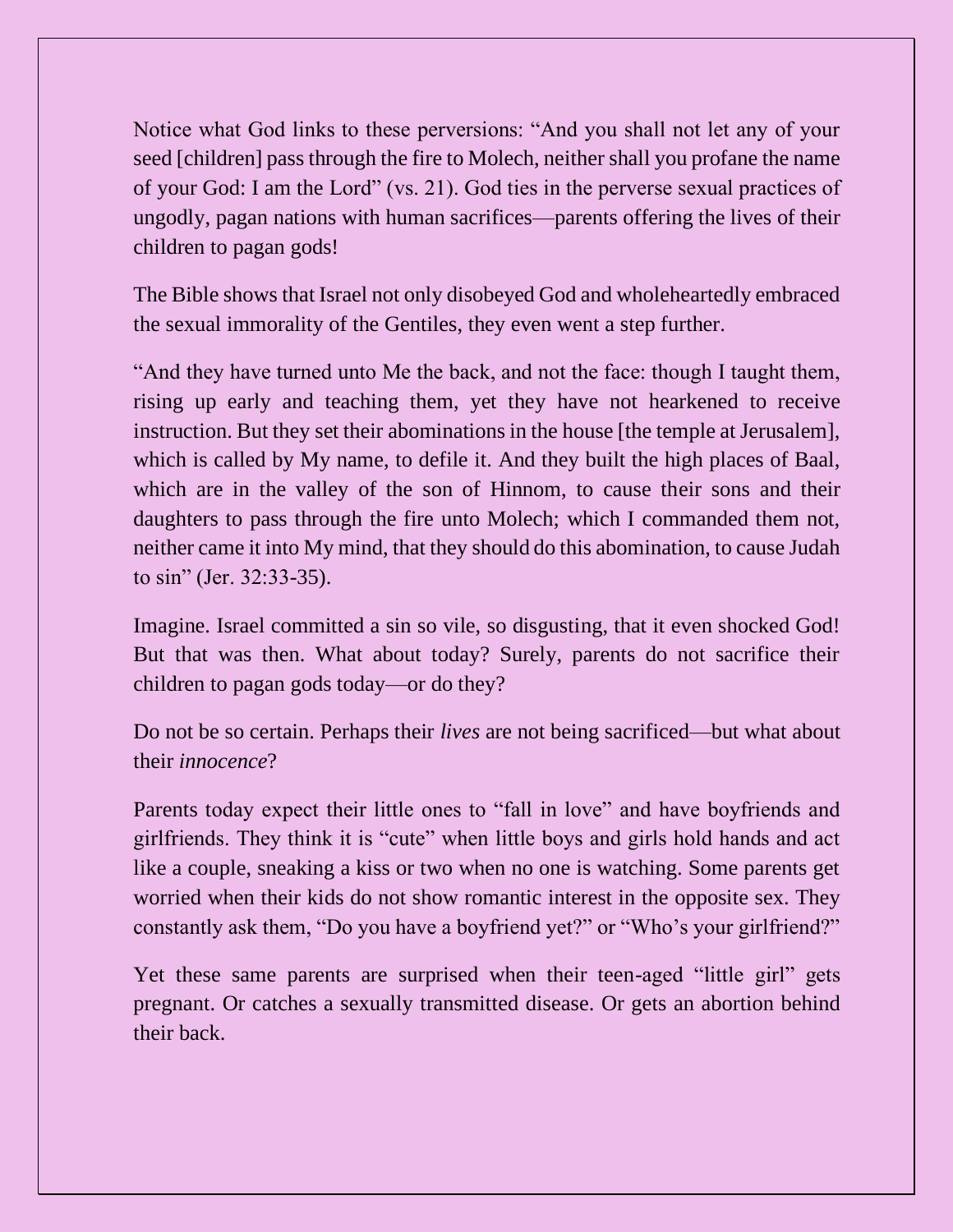Notice what God links to these perversions: "And you shall not let any of your seed [children] pass through the fire to Molech, neither shall you profane the name of your God: I am the Lord" (vs. 21). God ties in the perverse sexual practices of ungodly, pagan nations with human sacrifices—parents offering the lives of their children to pagan gods!

The Bible shows that Israel not only disobeyed God and wholeheartedly embraced the sexual immorality of the Gentiles, they even went a step further.

"And they have turned unto Me the back, and not the face: though I taught them, rising up early and teaching them, yet they have not hearkened to receive instruction. But they set their abominations in the house [the temple at Jerusalem], which is called by My name, to defile it. And they built the high places of Baal, which are in the valley of the son of Hinnom, to cause their sons and their daughters to pass through the fire unto Molech; which I commanded them not, neither came it into My mind, that they should do this abomination, to cause Judah to sin" (Jer. 32:33-35).

Imagine. Israel committed a sin so vile, so disgusting, that it even shocked God! But that was then. What about today? Surely, parents do not sacrifice their children to pagan gods today—or do they?

Do not be so certain. Perhaps their *lives* are not being sacrificed—but what about their *innocence*?

Parents today expect their little ones to "fall in love" and have boyfriends and girlfriends. They think it is "cute" when little boys and girls hold hands and act like a couple, sneaking a kiss or two when no one is watching. Some parents get worried when their kids do not show romantic interest in the opposite sex. They constantly ask them, "Do you have a boyfriend yet?" or "Who's your girlfriend?"

Yet these same parents are surprised when their teen-aged "little girl" gets pregnant. Or catches a sexually transmitted disease. Or gets an abortion behind their back.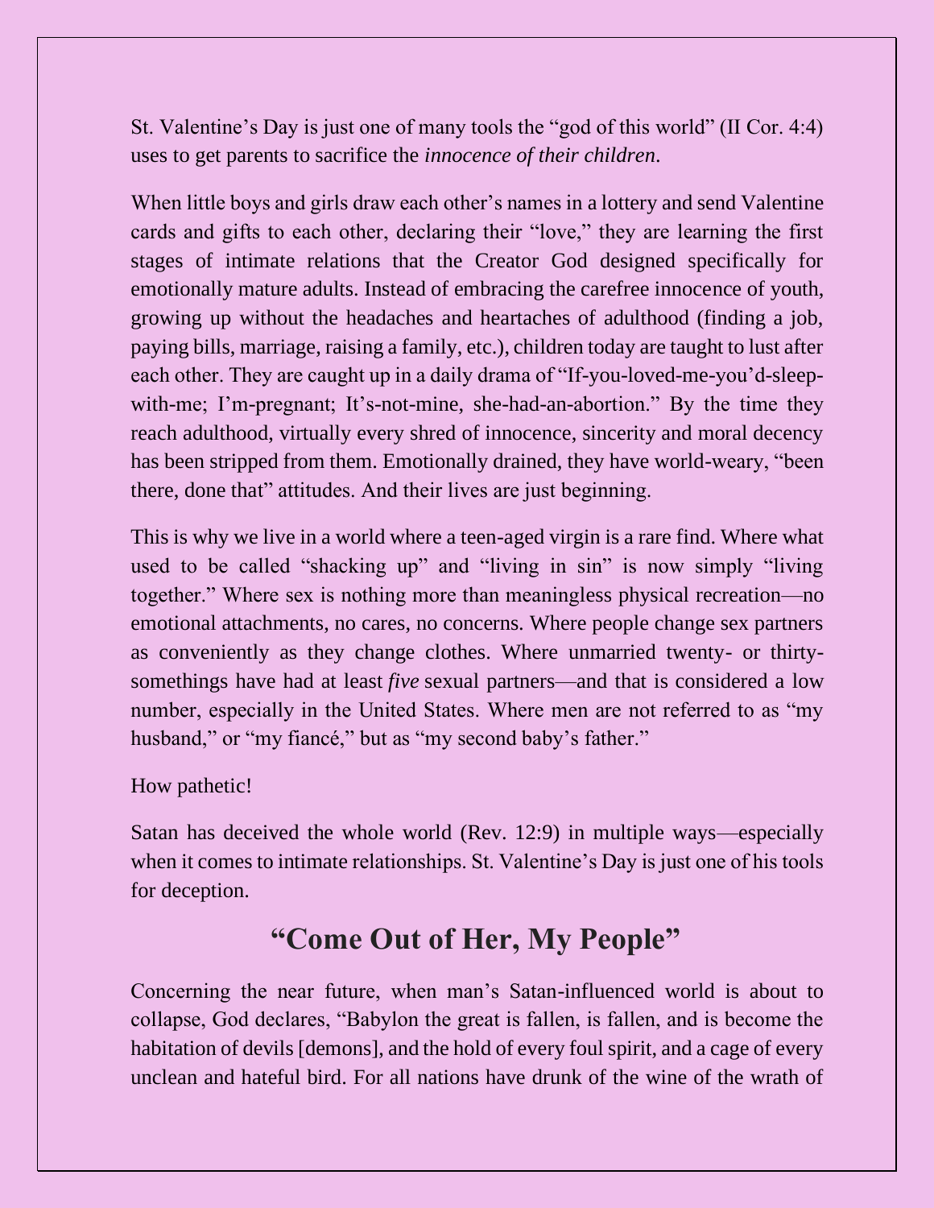St. Valentine's Day is just one of many tools the "god of this world" (II Cor. 4:4) uses to get parents to sacrifice the *innocence of their children*.

When little boys and girls draw each other's names in a lottery and send Valentine cards and gifts to each other, declaring their "love," they are learning the first stages of intimate relations that the Creator God designed specifically for emotionally mature adults. Instead of embracing the carefree innocence of youth, growing up without the headaches and heartaches of adulthood (finding a job, paying bills, marriage, raising a family, etc.), children today are taught to lust after each other. They are caught up in a daily drama of "If-you-loved-me-you'd-sleep-with-me; I'm-pregnant; It's-not-mine, she-had-an-abortion." By the time they reach adulthood, virtually every shred of innocence, sincerity and moral decency has been stripped from them. Emotionally drained, they have world-weary, "been there, done that" attitudes. And their lives are just beginning.

This is why we live in a world where a teen-aged virgin is a rare find. Where what used to be called "shacking up" and "living in sin" is now simply "living together." Where sex is nothing more than meaningless physical recreation—no emotional attachments, no cares, no concerns. Where people change sex partners as conveniently as they change clothes. Where unmarried twenty- or thirty-somethings have had at least *five* sexual partners—and that is considered a low number, especially in the United States. Where men are not referred to as "my husband," or "my fiancé," but as "my second baby's father."

How pathetic!

Satan has deceived the whole world (Rev. 12:9) in multiple ways—especially when it comes to intimate relationships. St. Valentine's Day is just one of his tools for deception.

## "Come Out of Her, My People"

Concerning the near future, when man's Satan-influenced world is about to collapse, God declares, "Babylon the great is fallen, is fallen, and is become the habitation of devils [demons], and the hold of every foul spirit, and a cage of every unclean and hateful bird. For all nations have drunk of the wine of the wrath of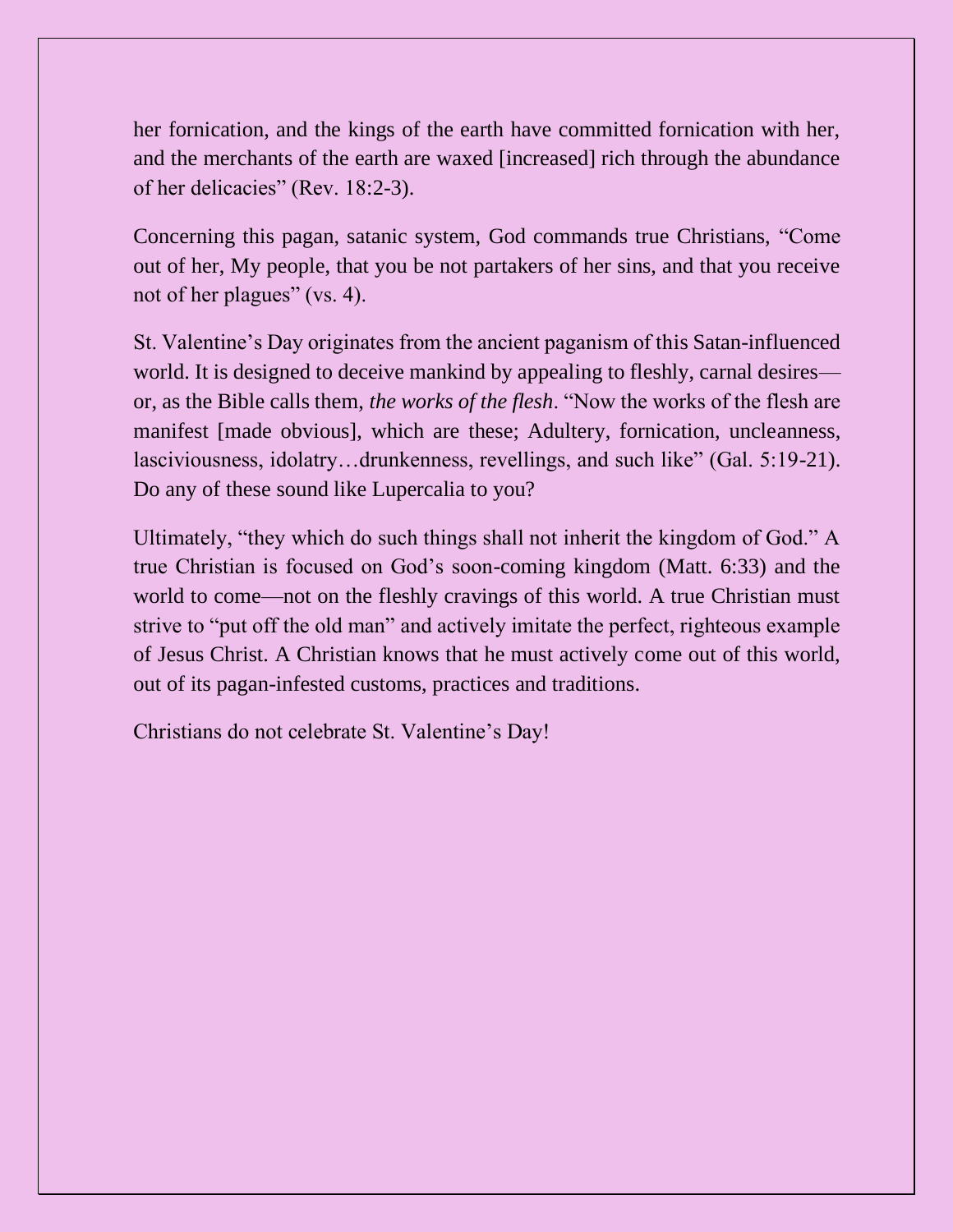her fornication, and the kings of the earth have committed fornication with her, and the merchants of the earth are waxed [increased] rich through the abundance of her delicacies" (Rev. 18:2-3).

Concerning this pagan, satanic system, God commands true Christians, "Come out of her, My people, that you be not partakers of her sins, and that you receive not of her plagues" (vs. 4).

St. Valentine's Day originates from the ancient paganism of this Satan-influenced world. It is designed to deceive mankind by appealing to fleshly, carnal desires—or, as the Bible calls them, *the works of the flesh*. "Now the works of the flesh are manifest [made obvious], which are these; Adultery, fornication, uncleanness, lasciviousness, idolatry…drunkenness, revellings, and such like" (Gal. 5:19-21). Do any of these sound like Lupercalia to you?

Ultimately, "they which do such things shall not inherit the kingdom of God." A true Christian is focused on God's soon-coming kingdom (Matt. 6:33) and the world to come—not on the fleshly cravings of this world. A true Christian must strive to "put off the old man" and actively imitate the perfect, righteous example of Jesus Christ. A Christian knows that he must actively come out of this world, out of its pagan-infested customs, practices and traditions.

Christians do not celebrate St. Valentine's Day!